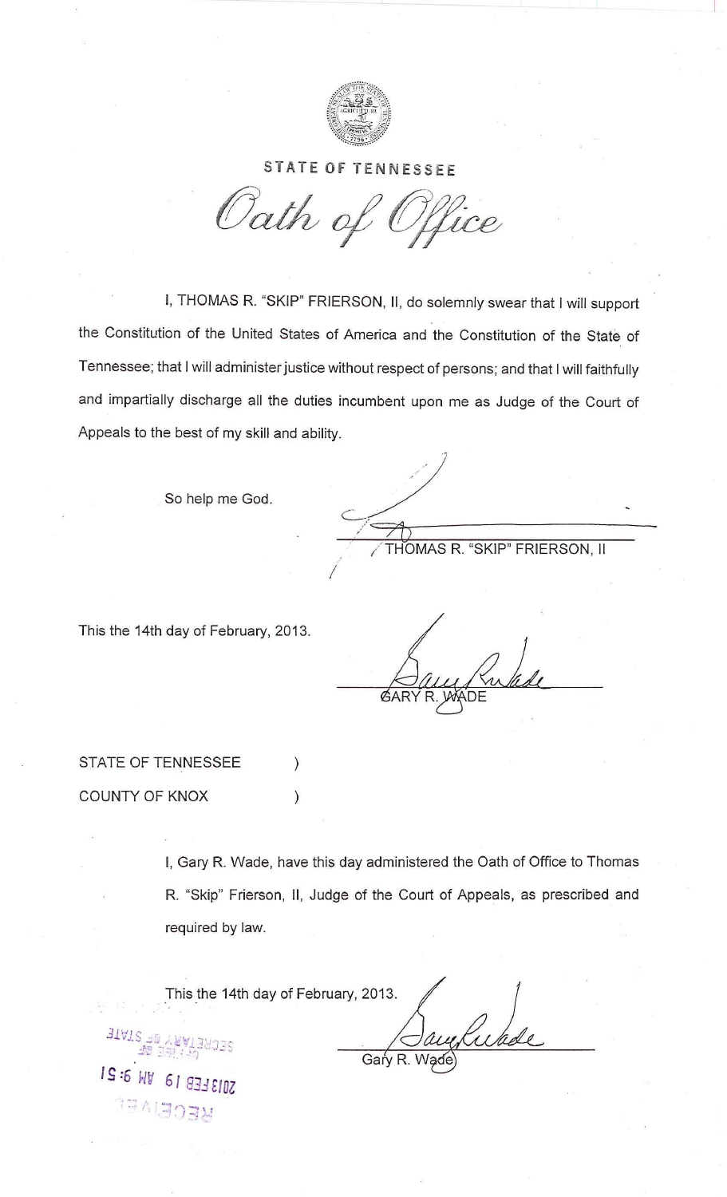STATE OF TENNESSEE

# *Oath of Office*

I, THOMAS R. "SKIP" FRIERSON, II, do solemnly swear that I will support the Constitution of the United States of America and the Constitution of the State of Tennessee; that I will administer justice without respect of persons; and that I will faithfully and impartially discharge all the duties incumbent upon me as Judge of the Court of Appeals to the best of my skill and ability.

So help me God.

THOMAS R. "SKIP" FRIERSON, II

This the 14th day of February, 2013.

GARY R. WADE

STATE OF TENNESSEE )
COUNTY OF KNOX )

I, Gary R. Wade, have this day administered the Oath of Office to Thomas R. "Skip" Frierson, II, Judge of the Court of Appeals, as prescribed and required by law.

This the 14th day of February, 2013.

Gary R. Wade

SECRETARY OF STATE
2013 FEB 19 AM 9:51
RECEIVED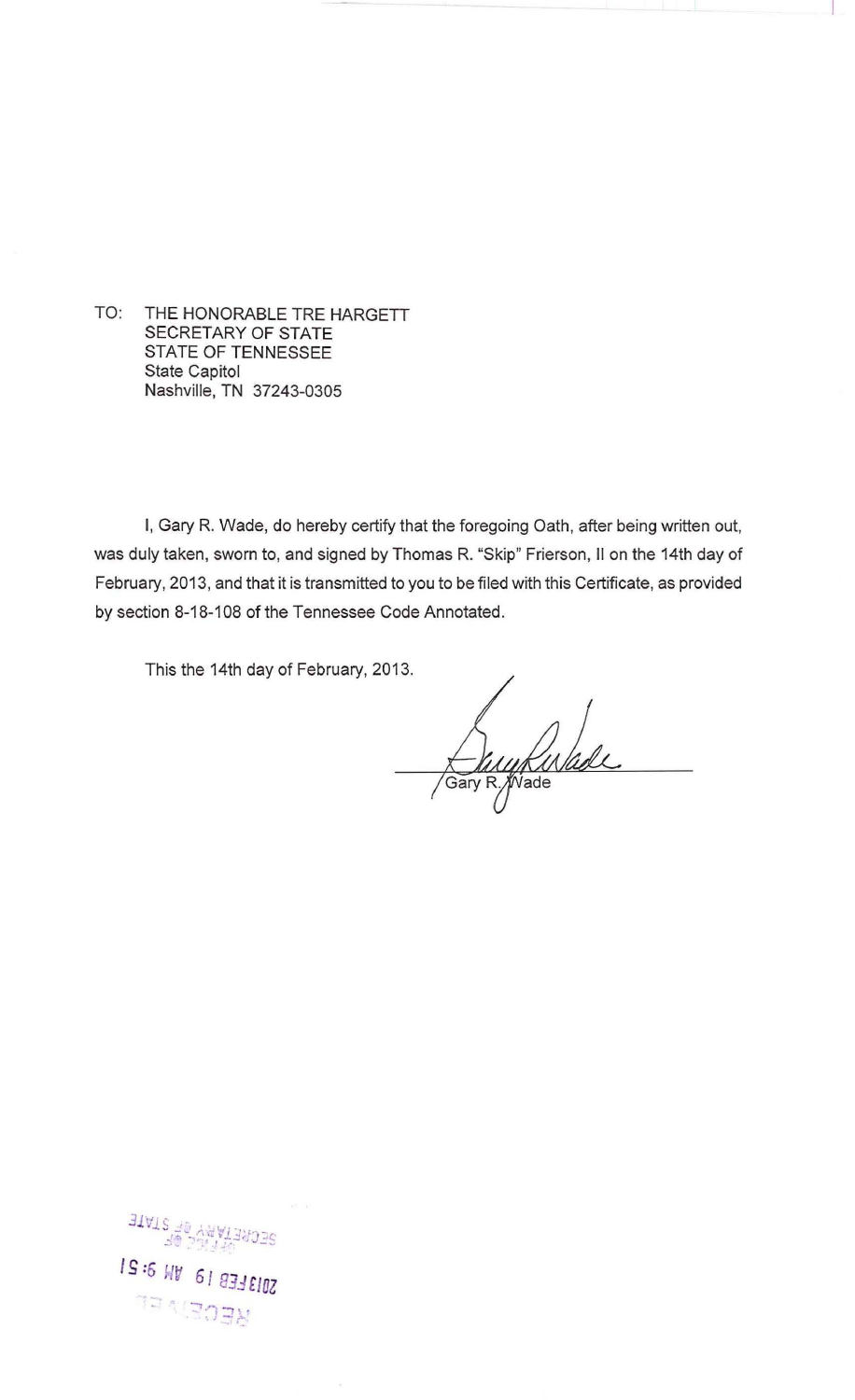TO: THE HONORABLE TRE HARGETT
SECRETARY OF STATE
STATE OF TENNESSEE
State Capitol
Nashville, TN 37243-0305

I, Gary R. Wade, do hereby certify that the foregoing Oath, after being written out, was duly taken, sworn to, and signed by Thomas R. "Skip" Frierson, II on the 14th day of February, 2013, and that it is transmitted to you to be filed with this Certificate, as provided by section 8-18-108 of the Tennessee Code Annotated.

This the 14th day of February, 2013.

Gary R. Wade

SECRETARY OF STATE
2013 FEB 19 AM 9:51
RECEIVED